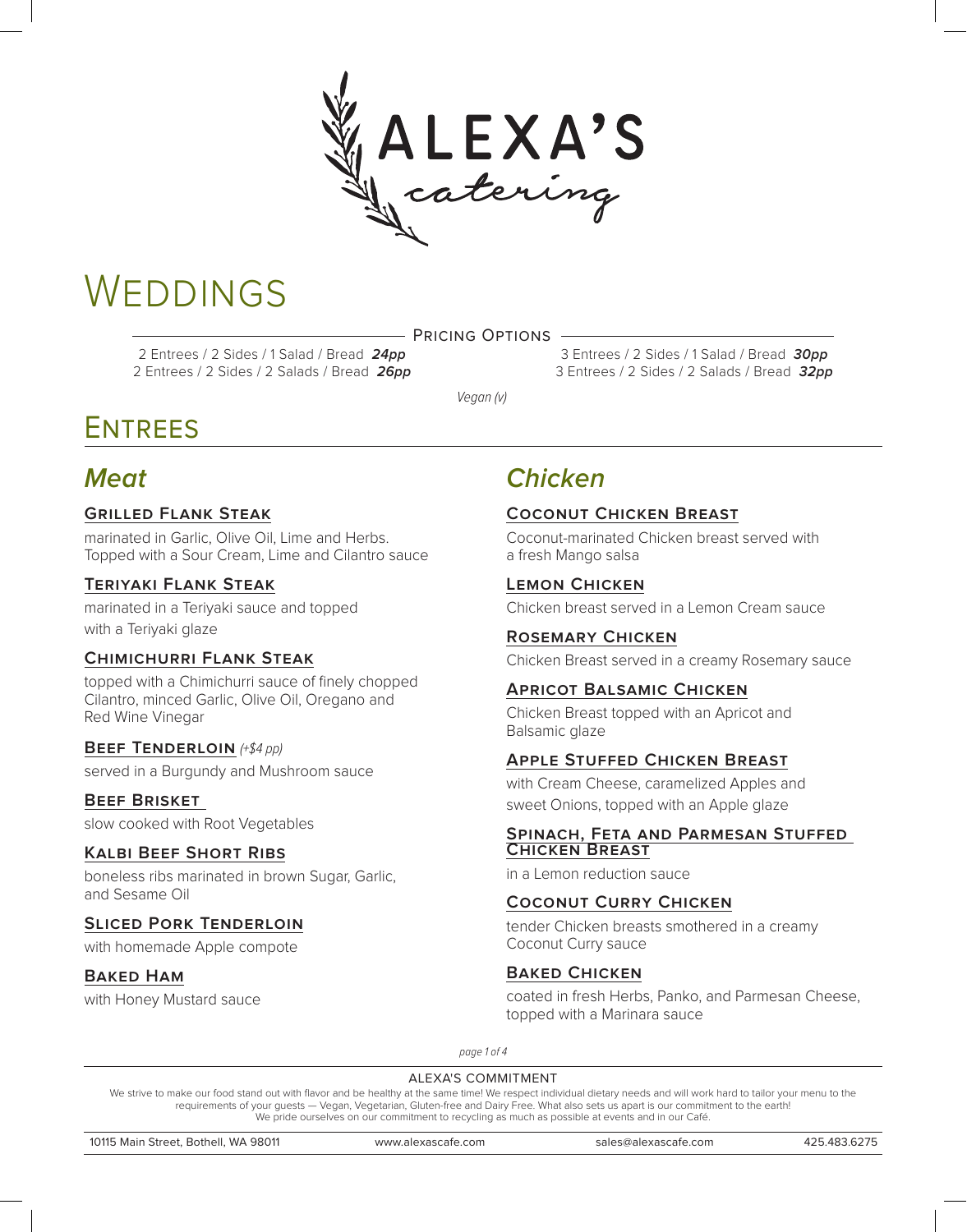# ALEXA'S *catering*

# WEDDINGS

## Pricing Options

2 Entrees / 2 Sides / 1 Salad / Bread ***24pp***
2 Entrees / 2 Sides / 2 Salads / Bread ***26pp***

3 Entrees / 2 Sides / 1 Salad / Bread ***30pp***
3 Entrees / 2 Sides / 2 Salads / Bread ***32pp***

*Vegan (v)*

# ENTREES

## *Meat*

### GRILLED FLANK STEAK

marinated in Garlic, Olive Oil, Lime and Herbs. Topped with a Sour Cream, Lime and Cilantro sauce

### TERIYAKI FLANK STEAK

marinated in a Teriyaki sauce and topped with a Teriyaki glaze

### CHIMICHURRI FLANK STEAK

topped with a Chimichurri sauce of finely chopped Cilantro, minced Garlic, Olive Oil, Oregano and Red Wine Vinegar

### BEEF TENDERLOIN *(+$4 pp)*

served in a Burgundy and Mushroom sauce

### BEEF BRISKET

slow cooked with Root Vegetables

### KALBI BEEF SHORT RIBS

boneless ribs marinated in brown Sugar, Garlic, and Sesame Oil

### SLICED PORK TENDERLOIN

with homemade Apple compote

### BAKED HAM

with Honey Mustard sauce

## *Chicken*

### COCONUT CHICKEN BREAST

Coconut-marinated Chicken breast served with a fresh Mango salsa

### LEMON CHICKEN

Chicken breast served in a Lemon Cream sauce

### ROSEMARY CHICKEN

Chicken Breast served in a creamy Rosemary sauce

### APRICOT BALSAMIC CHICKEN

Chicken Breast topped with an Apricot and Balsamic glaze

### APPLE STUFFED CHICKEN BREAST

with Cream Cheese, caramelized Apples and sweet Onions, topped with an Apple glaze

### SPINACH, FETA AND PARMESAN STUFFED CHICKEN BREAST

in a Lemon reduction sauce

### COCONUT CURRY CHICKEN

tender Chicken breasts smothered in a creamy Coconut Curry sauce

### BAKED CHICKEN

coated in fresh Herbs, Panko, and Parmesan Cheese, topped with a Marinara sauce

ALEXA'S COMMITMENT

We strive to make our food stand out with flavor and be healthy at the same time! We respect individual dietary needs and will work hard to tailor your menu to the requirements of your guests — Vegan, Vegetarian, Gluten-free and Dairy Free. What also sets us apart is our commitment to the earth! We pride ourselves on our commitment to recycling as much as possible at events and in our Café.

10115 Main Street, Bothell, WA 98011 | www.alexascafe.com | sales@alexascafe.com | 425.483.6275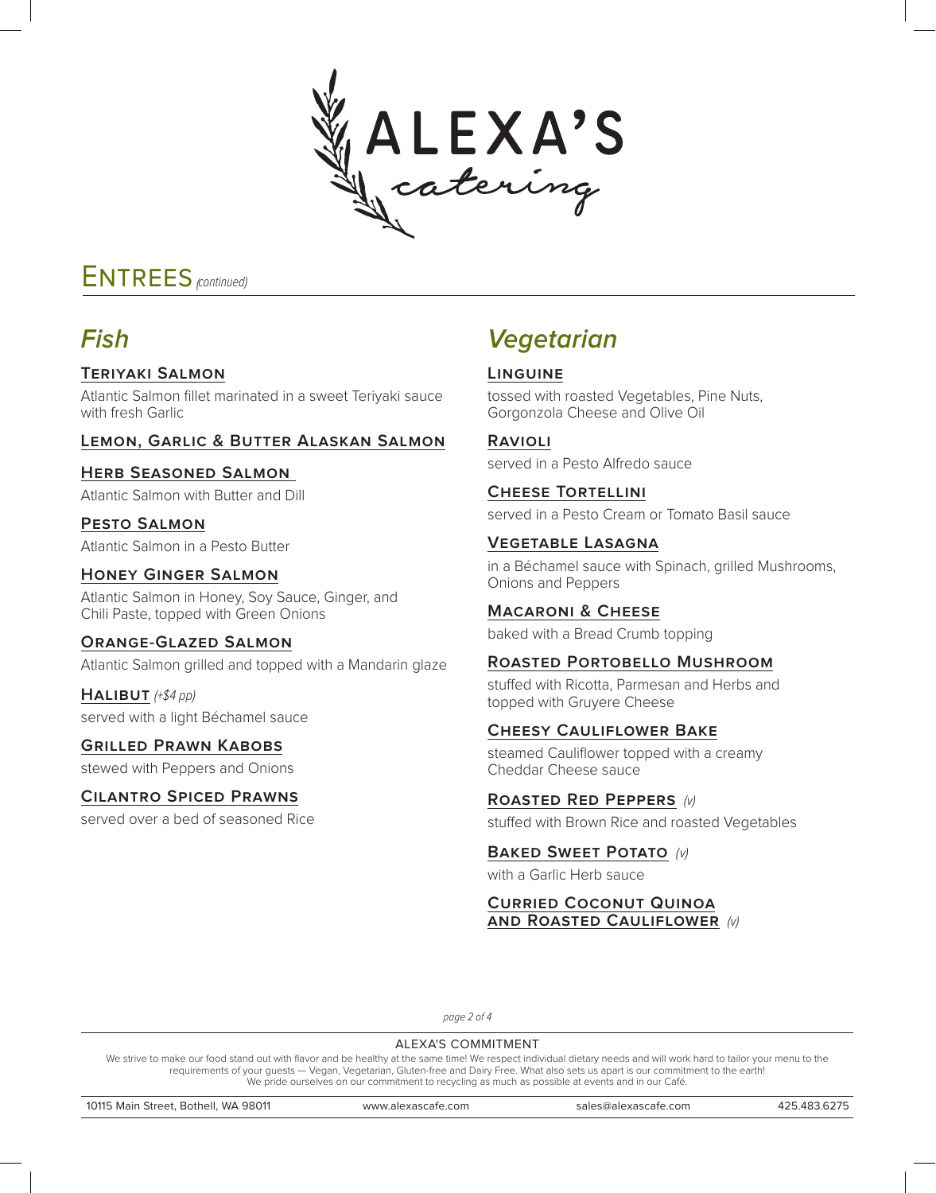# ALEXA'S catering

## ENTREES *(continued)*

### *Fish*

**TERIYAKI SALMON**
Atlantic Salmon fillet marinated in a sweet Teriyaki sauce with fresh Garlic

**LEMON, GARLIC & BUTTER ALASKAN SALMON**

**HERB SEASONED SALMON**
Atlantic Salmon with Butter and Dill

**PESTO SALMON**
Atlantic Salmon in a Pesto Butter

**HONEY GINGER SALMON**
Atlantic Salmon in Honey, Soy Sauce, Ginger, and Chili Paste, topped with Green Onions

**ORANGE-GLAZED SALMON**
Atlantic Salmon grilled and topped with a Mandarin glaze

**HALIBUT** *(+$4 pp)*
served with a light Béchamel sauce

**GRILLED PRAWN KABOBS**
stewed with Peppers and Onions

**CILANTRO SPICED PRAWNS**
served over a bed of seasoned Rice

### *Vegetarian*

**LINGUINE**
tossed with roasted Vegetables, Pine Nuts, Gorgonzola Cheese and Olive Oil

**RAVIOLI**
served in a Pesto Alfredo sauce

**CHEESE TORTELLINI**
served in a Pesto Cream or Tomato Basil sauce

**VEGETABLE LASAGNA**
in a Béchamel sauce with Spinach, grilled Mushrooms, Onions and Peppers

**MACARONI & CHEESE**
baked with a Bread Crumb topping

**ROASTED PORTOBELLO MUSHROOM**
stuffed with Ricotta, Parmesan and Herbs and topped with Gruyere Cheese

**CHEESY CAULIFLOWER BAKE**
steamed Cauliflower topped with a creamy Cheddar Cheese sauce

**ROASTED RED PEPPERS** *(v)*
stuffed with Brown Rice and roasted Vegetables

**BAKED SWEET POTATO** *(v)*
with a Garlic Herb sauce

**CURRIED COCONUT QUINOA AND ROASTED CAULIFLOWER** *(v)*

---

ALEXA'S COMMITMENT

We strive to make our food stand out with flavor and be healthy at the same time! We respect individual dietary needs and will work hard to tailor your menu to the requirements of your guests — Vegan, Vegetarian, Gluten-free and Dairy Free. What also sets us apart is our commitment to the earth! We pride ourselves on our commitment to recycling as much as possible at events and in our Café.

10115 Main Street, Bothell, WA 98011 | www.alexascafe.com | sales@alexascafe.com | 425.483.6275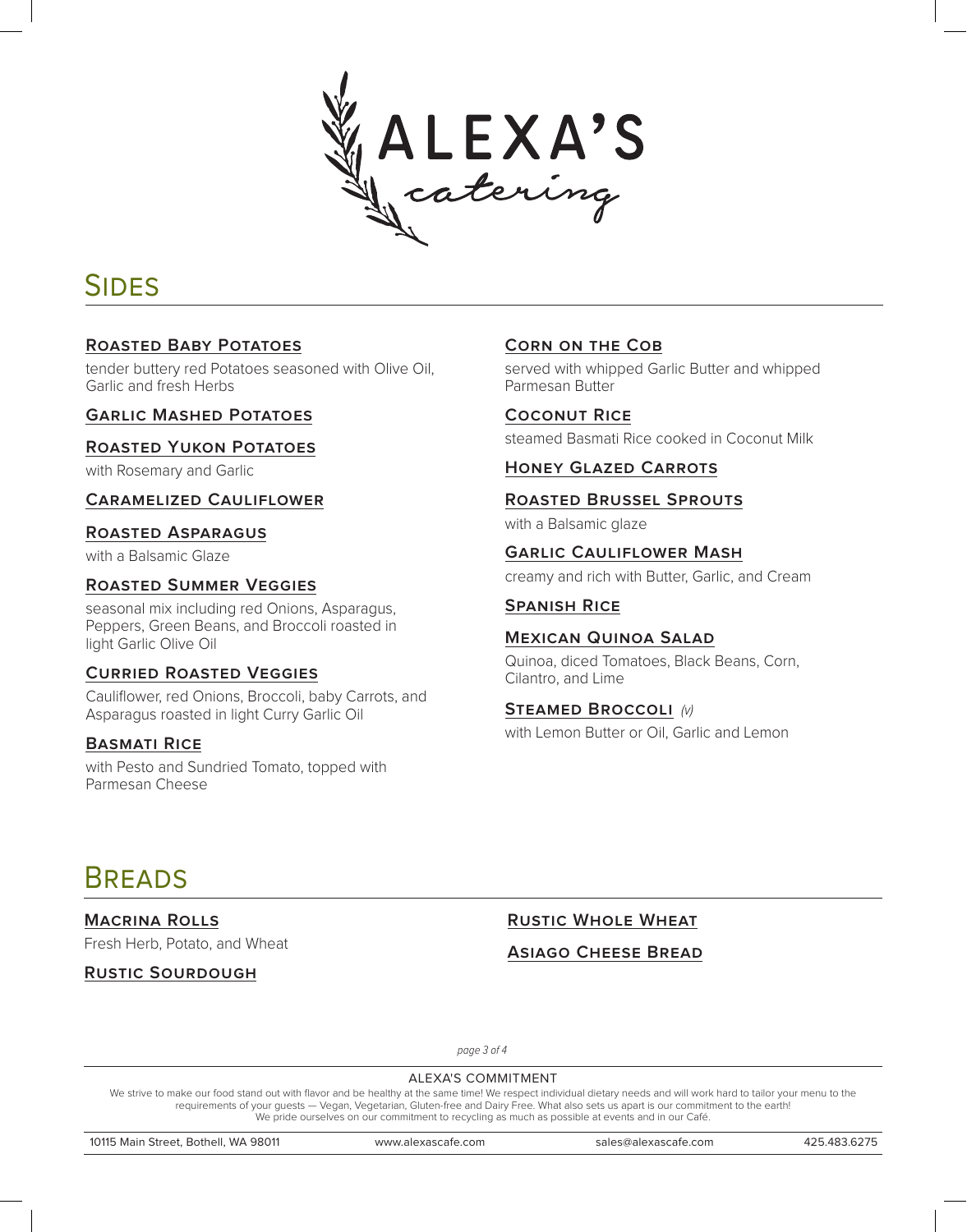# ALEXA'S catering

## Sides

### Roasted Baby Potatoes
tender buttery red Potatoes seasoned with Olive Oil, Garlic and fresh Herbs

### Garlic Mashed Potatoes

### Roasted Yukon Potatoes
with Rosemary and Garlic

### Caramelized Cauliflower

### Roasted Asparagus
with a Balsamic Glaze

### Roasted Summer Veggies
seasonal mix including red Onions, Asparagus, Peppers, Green Beans, and Broccoli roasted in light Garlic Olive Oil

### Curried Roasted Veggies
Cauliflower, red Onions, Broccoli, baby Carrots, and Asparagus roasted in light Curry Garlic Oil

### Basmati Rice
with Pesto and Sundried Tomato, topped with Parmesan Cheese

### Corn on the Cob
served with whipped Garlic Butter and whipped Parmesan Butter

### Coconut Rice
steamed Basmati Rice cooked in Coconut Milk

### Honey Glazed Carrots

### Roasted Brussel Sprouts
with a Balsamic glaze

### Garlic Cauliflower Mash
creamy and rich with Butter, Garlic, and Cream

### Spanish Rice

### Mexican Quinoa Salad
Quinoa, diced Tomatoes, Black Beans, Corn, Cilantro, and Lime

### Steamed Broccoli *(v)*
with Lemon Butter or Oil, Garlic and Lemon

## Breads

### Macrina Rolls
Fresh Herb, Potato, and Wheat

### Rustic Sourdough

### Rustic Whole Wheat

### Asiago Cheese Bread

ALEXA'S COMMITMENT

We strive to make our food stand out with flavor and be healthy at the same time! We respect individual dietary needs and will work hard to tailor your menu to the requirements of your guests — Vegan, Vegetarian, Gluten-free and Dairy Free. What also sets us apart is our commitment to the earth! We pride ourselves on our commitment to recycling as much as possible at events and in our Café.

10115 Main Street, Bothell, WA 98011 | www.alexascafe.com | sales@alexascafe.com | 425.483.6275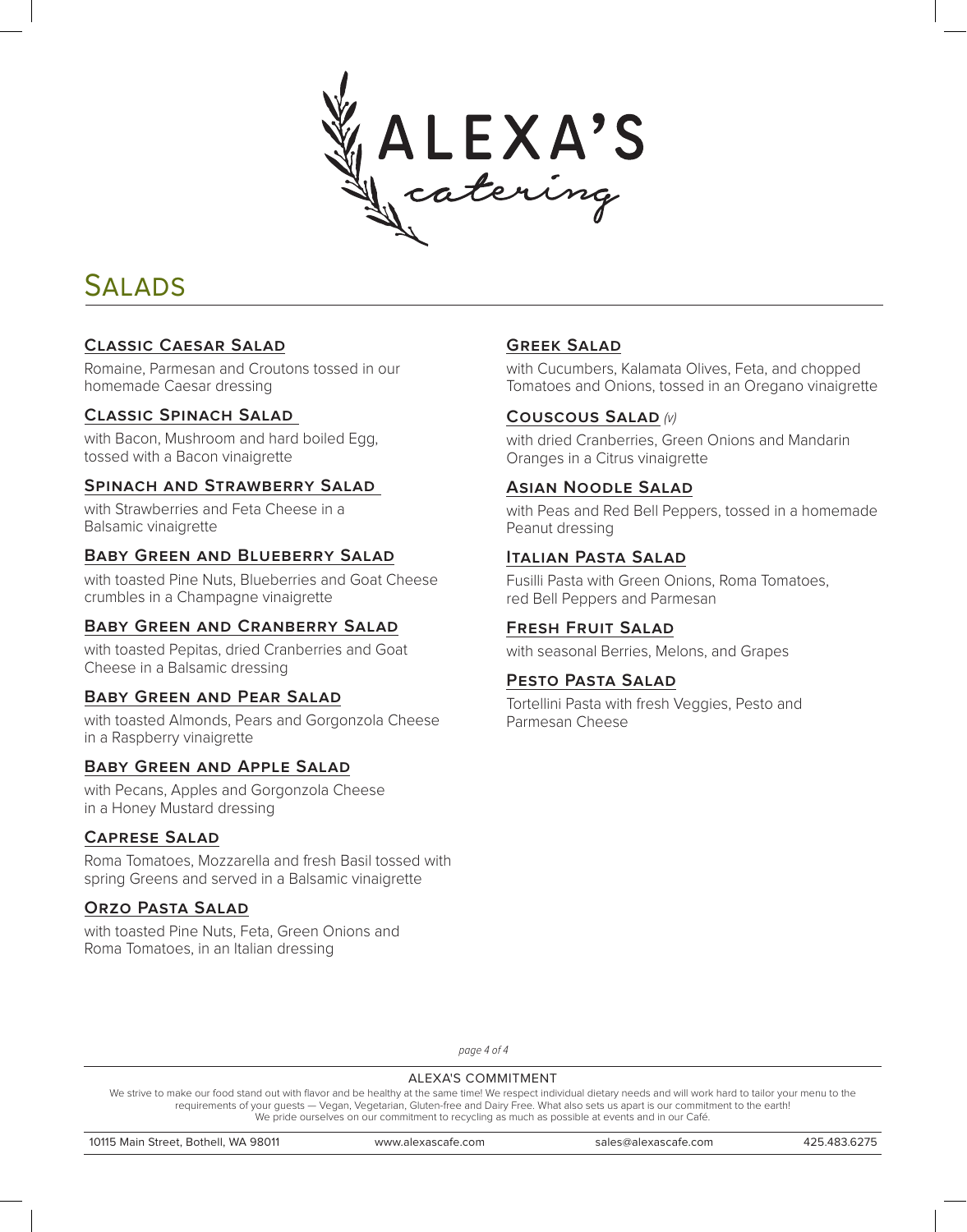# ALEXA'S
*catering*

## Salads

### Classic Caesar Salad
Romaine, Parmesan and Croutons tossed in our homemade Caesar dressing

### Classic Spinach Salad
with Bacon, Mushroom and hard boiled Egg, tossed with a Bacon vinaigrette

### Spinach and Strawberry Salad
with Strawberries and Feta Cheese in a Balsamic vinaigrette

### Baby Green and Blueberry Salad
with toasted Pine Nuts, Blueberries and Goat Cheese crumbles in a Champagne vinaigrette

### Baby Green and Cranberry Salad
with toasted Pepitas, dried Cranberries and Goat Cheese in a Balsamic dressing

### Baby Green and Pear Salad
with toasted Almonds, Pears and Gorgonzola Cheese in a Raspberry vinaigrette

### Baby Green and Apple Salad
with Pecans, Apples and Gorgonzola Cheese in a Honey Mustard dressing

### Caprese Salad
Roma Tomatoes, Mozzarella and fresh Basil tossed with spring Greens and served in a Balsamic vinaigrette

### Orzo Pasta Salad
with toasted Pine Nuts, Feta, Green Onions and Roma Tomatoes, in an Italian dressing

### Greek Salad
with Cucumbers, Kalamata Olives, Feta, and chopped Tomatoes and Onions, tossed in an Oregano vinaigrette

### Couscous Salad *(v)*
with dried Cranberries, Green Onions and Mandarin Oranges in a Citrus vinaigrette

### Asian Noodle Salad
with Peas and Red Bell Peppers, tossed in a homemade Peanut dressing

### Italian Pasta Salad
Fusilli Pasta with Green Onions, Roma Tomatoes, red Bell Peppers and Parmesan

### Fresh Fruit Salad
with seasonal Berries, Melons, and Grapes

### Pesto Pasta Salad
Tortellini Pasta with fresh Veggies, Pesto and Parmesan Cheese

---

ALEXA'S COMMITMENT

We strive to make our food stand out with flavor and be healthy at the same time! We respect individual dietary needs and will work hard to tailor your menu to the requirements of your guests — Vegan, Vegetarian, Gluten-free and Dairy Free. What also sets us apart is our commitment to the earth! We pride ourselves on our commitment to recycling as much as possible at events and in our Café.

10115 Main Street, Bothell, WA 98011 | www.alexascafe.com | sales@alexascafe.com | 425.483.6275